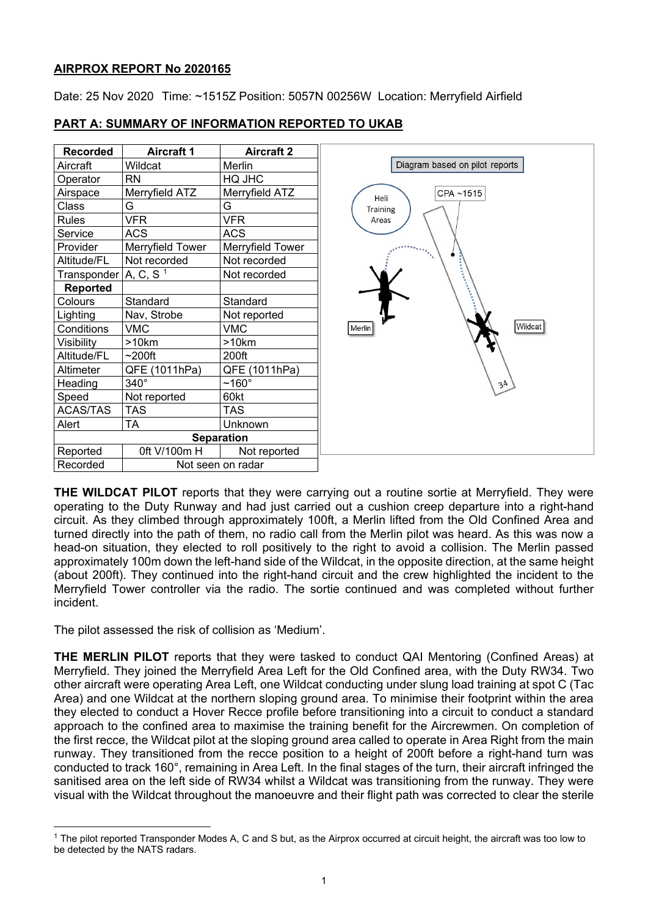## AIRPROX REPORT No 2020165

Date: 25 Nov 2020 Time: ~1515Z Position: 5057N 00256W Location: Merryfield Airfield

## PART A: SUMMARY OF INFORMATION REPORTED TO UKAB

| Recorded | Aircraft 1 | Aircraft 2 |
|---|---|---|
| Aircraft | Wildcat | Merlin |
| Operator | RN | HQ JHC |
| Airspace | Merryfield ATZ | Merryfield ATZ |
| Class | G | G |
| Rules | VFR | VFR |
| Service | ACS | ACS |
| Provider | Merryfield Tower | Merryfield Tower |
| Altitude/FL | Not recorded | Not recorded |
| Transponder | A, C, S [1] | Not recorded |
| **Reported** | | |
| Colours | Standard | Standard |
| Lighting | Nav, Strobe | Not reported |
| Conditions | VMC | VMC |
| Visibility | >10km | >10km |
| Altitude/FL | ~200ft | 200ft |
| Altimeter | QFE (1011hPa) | QFE (1011hPa) |
| Heading | 340° | ~160° |
| Speed | Not reported | 60kt |
| ACAS/TAS | TAS | TAS |
| Alert | TA | Unknown |
| **Separation** | | |
| Reported | 0ft V/100m H | Not reported |
| Recorded | Not seen on radar | |

Diagram based on pilot reports

**THE WILDCAT PILOT** reports that they were carrying out a routine sortie at Merryfield. They were operating to the Duty Runway and had just carried out a cushion creep departure into a right-hand circuit. As they climbed through approximately 100ft, a Merlin lifted from the Old Confined Area and turned directly into the path of them, no radio call from the Merlin pilot was heard. As this was now a head-on situation, they elected to roll positively to the right to avoid a collision. The Merlin passed approximately 100m down the left-hand side of the Wildcat, in the opposite direction, at the same height (about 200ft). They continued into the right-hand circuit and the crew highlighted the incident to the Merryfield Tower controller via the radio. The sortie continued and was completed without further incident.

The pilot assessed the risk of collision as 'Medium'.

**THE MERLIN PILOT** reports that they were tasked to conduct QAI Mentoring (Confined Areas) at Merryfield. They joined the Merryfield Area Left for the Old Confined area, with the Duty RW34. Two other aircraft were operating Area Left, one Wildcat conducting under slung load training at spot C (Tac Area) and one Wildcat at the northern sloping ground area. To minimise their footprint within the area they elected to conduct a Hover Recce profile before transitioning into a circuit to conduct a standard approach to the confined area to maximise the training benefit for the Aircrewmen. On completion of the first recce, the Wildcat pilot at the sloping ground area called to operate in Area Right from the main runway. They transitioned from the recce position to a height of 200ft before a right-hand turn was conducted to track 160°, remaining in Area Left. In the final stages of the turn, their aircraft infringed the sanitised area on the left side of RW34 whilst a Wildcat was transitioning from the runway. They were visual with the Wildcat throughout the manoeuvre and their flight path was corrected to clear the sterile

[1] The pilot reported Transponder Modes A, C and S but, as the Airprox occurred at circuit height, the aircraft was too low to be detected by the NATS radars.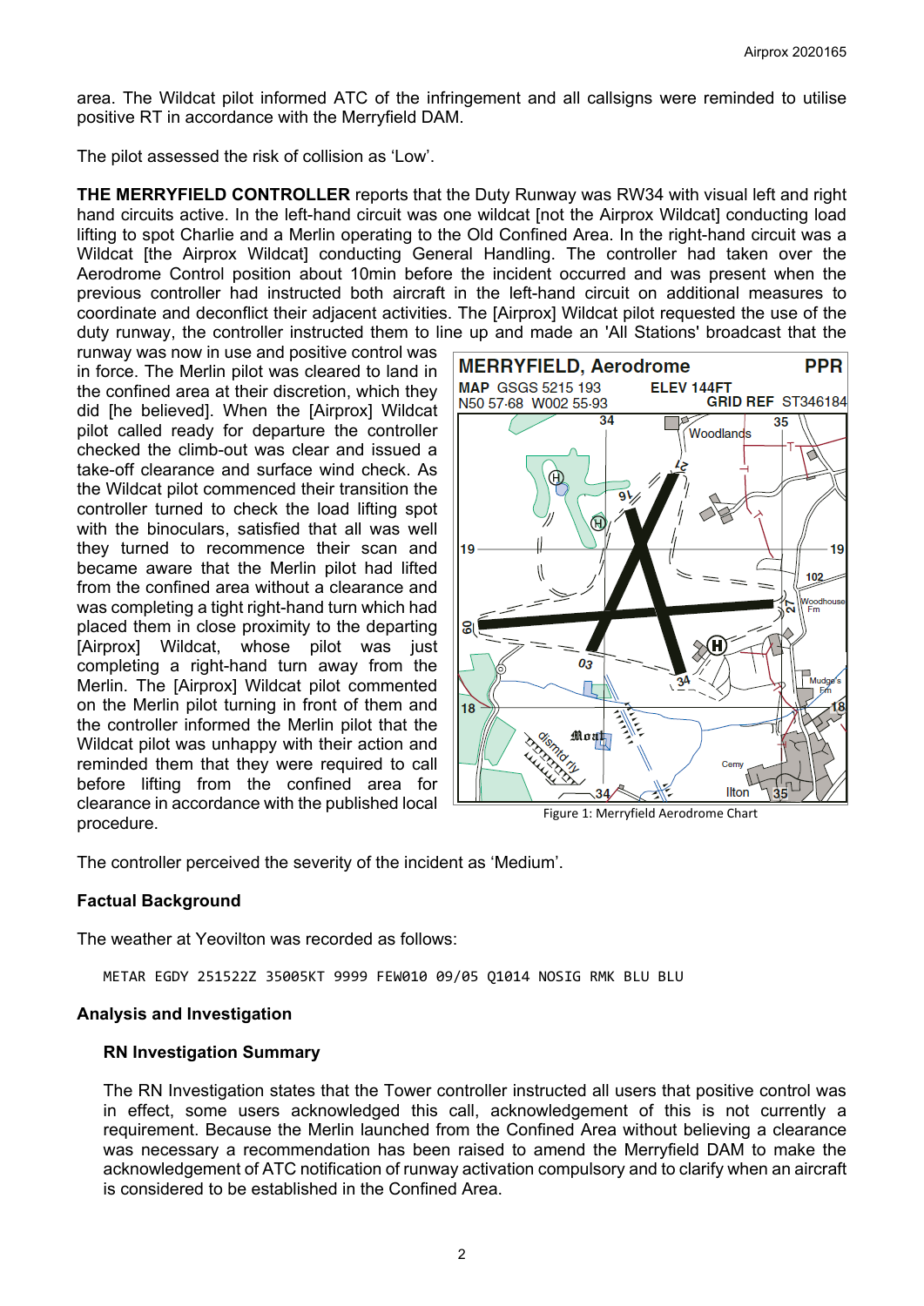area. The Wildcat pilot informed ATC of the infringement and all callsigns were reminded to utilise positive RT in accordance with the Merryfield DAM.

The pilot assessed the risk of collision as 'Low'.

**THE MERRYFIELD CONTROLLER** reports that the Duty Runway was RW34 with visual left and right hand circuits active. In the left-hand circuit was one wildcat [not the Airprox Wildcat] conducting load lifting to spot Charlie and a Merlin operating to the Old Confined Area. In the right-hand circuit was a Wildcat [the Airprox Wildcat] conducting General Handling. The controller had taken over the Aerodrome Control position about 10min before the incident occurred and was present when the previous controller had instructed both aircraft in the left-hand circuit on additional measures to coordinate and deconflict their adjacent activities. The [Airprox] Wildcat pilot requested the use of the duty runway, the controller instructed them to line up and made an 'All Stations' broadcast that the runway was now in use and positive control was in force. The Merlin pilot was cleared to land in the confined area at their discretion, which they did [he believed]. When the [Airprox] Wildcat pilot called ready for departure the controller checked the climb-out was clear and issued a take-off clearance and surface wind check. As the Wildcat pilot commenced their transition the controller turned to check the load lifting spot with the binoculars, satisfied that all was well they turned to recommence their scan and became aware that the Merlin pilot had lifted from the confined area without a clearance and was completing a tight right-hand turn which had placed them in close proximity to the departing [Airprox] Wildcat, whose pilot was just completing a right-hand turn away from the Merlin. The [Airprox] Wildcat pilot commented on the Merlin pilot turning in front of them and the controller informed the Merlin pilot that the Wildcat pilot was unhappy with their action and reminded them that they were required to call before lifting from the confined area for clearance in accordance with the published local procedure.

Figure 1: Merryfield Aerodrome Chart

The controller perceived the severity of the incident as 'Medium'.

## Factual Background

The weather at Yeovilton was recorded as follows:

```
METAR EGDY 251522Z 35005KT 9999 FEW010 09/05 Q1014 NOSIG RMK BLU BLU
```

## Analysis and Investigation

### RN Investigation Summary

The RN Investigation states that the Tower controller instructed all users that positive control was in effect, some users acknowledged this call, acknowledgement of this is not currently a requirement. Because the Merlin launched from the Confined Area without believing a clearance was necessary a recommendation has been raised to amend the Merryfield DAM to make the acknowledgement of ATC notification of runway activation compulsory and to clarify when an aircraft is considered to be established in the Confined Area.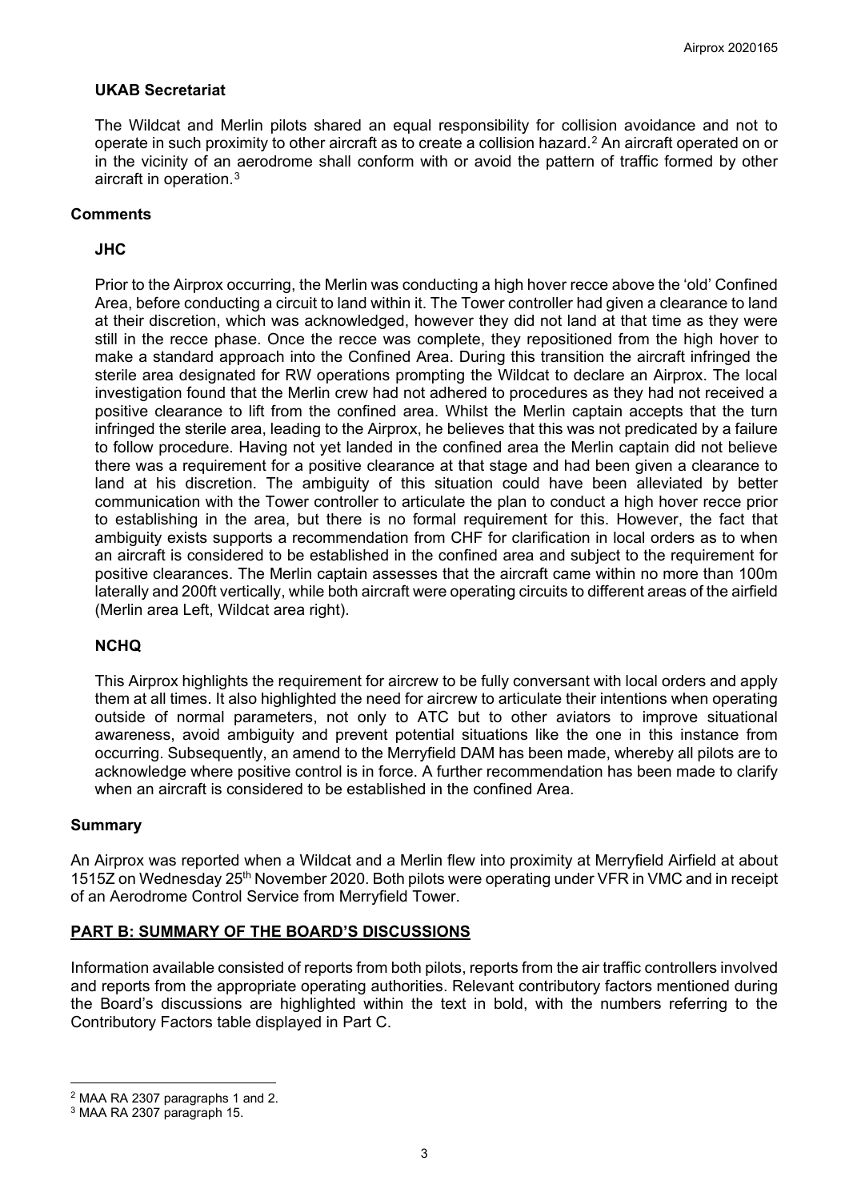### UKAB Secretariat

The Wildcat and Merlin pilots shared an equal responsibility for collision avoidance and not to operate in such proximity to other aircraft as to create a collision hazard.[2] An aircraft operated on or in the vicinity of an aerodrome shall conform with or avoid the pattern of traffic formed by other aircraft in operation.[3]

## Comments

### JHC

Prior to the Airprox occurring, the Merlin was conducting a high hover recce above the 'old' Confined Area, before conducting a circuit to land within it. The Tower controller had given a clearance to land at their discretion, which was acknowledged, however they did not land at that time as they were still in the recce phase. Once the recce was complete, they repositioned from the high hover to make a standard approach into the Confined Area. During this transition the aircraft infringed the sterile area designated for RW operations prompting the Wildcat to declare an Airprox. The local investigation found that the Merlin crew had not adhered to procedures as they had not received a positive clearance to lift from the confined area. Whilst the Merlin captain accepts that the turn infringed the sterile area, leading to the Airprox, he believes that this was not predicated by a failure to follow procedure. Having not yet landed in the confined area the Merlin captain did not believe there was a requirement for a positive clearance at that stage and had been given a clearance to land at his discretion. The ambiguity of this situation could have been alleviated by better communication with the Tower controller to articulate the plan to conduct a high hover recce prior to establishing in the area, but there is no formal requirement for this. However, the fact that ambiguity exists supports a recommendation from CHF for clarification in local orders as to when an aircraft is considered to be established in the confined area and subject to the requirement for positive clearances. The Merlin captain assesses that the aircraft came within no more than 100m laterally and 200ft vertically, while both aircraft were operating circuits to different areas of the airfield (Merlin area Left, Wildcat area right).

### NCHQ

This Airprox highlights the requirement for aircrew to be fully conversant with local orders and apply them at all times. It also highlighted the need for aircrew to articulate their intentions when operating outside of normal parameters, not only to ATC but to other aviators to improve situational awareness, avoid ambiguity and prevent potential situations like the one in this instance from occurring. Subsequently, an amend to the Merryfield DAM has been made, whereby all pilots are to acknowledge where positive control is in force. A further recommendation has been made to clarify when an aircraft is considered to be established in the confined Area.

## Summary

An Airprox was reported when a Wildcat and a Merlin flew into proximity at Merryfield Airfield at about 1515Z on Wednesday 25th November 2020. Both pilots were operating under VFR in VMC and in receipt of an Aerodrome Control Service from Merryfield Tower.

## PART B: SUMMARY OF THE BOARD'S DISCUSSIONS

Information available consisted of reports from both pilots, reports from the air traffic controllers involved and reports from the appropriate operating authorities. Relevant contributory factors mentioned during the Board's discussions are highlighted within the text in bold, with the numbers referring to the Contributory Factors table displayed in Part C.

---

[2] MAA RA 2307 paragraphs 1 and 2.

[3] MAA RA 2307 paragraph 15.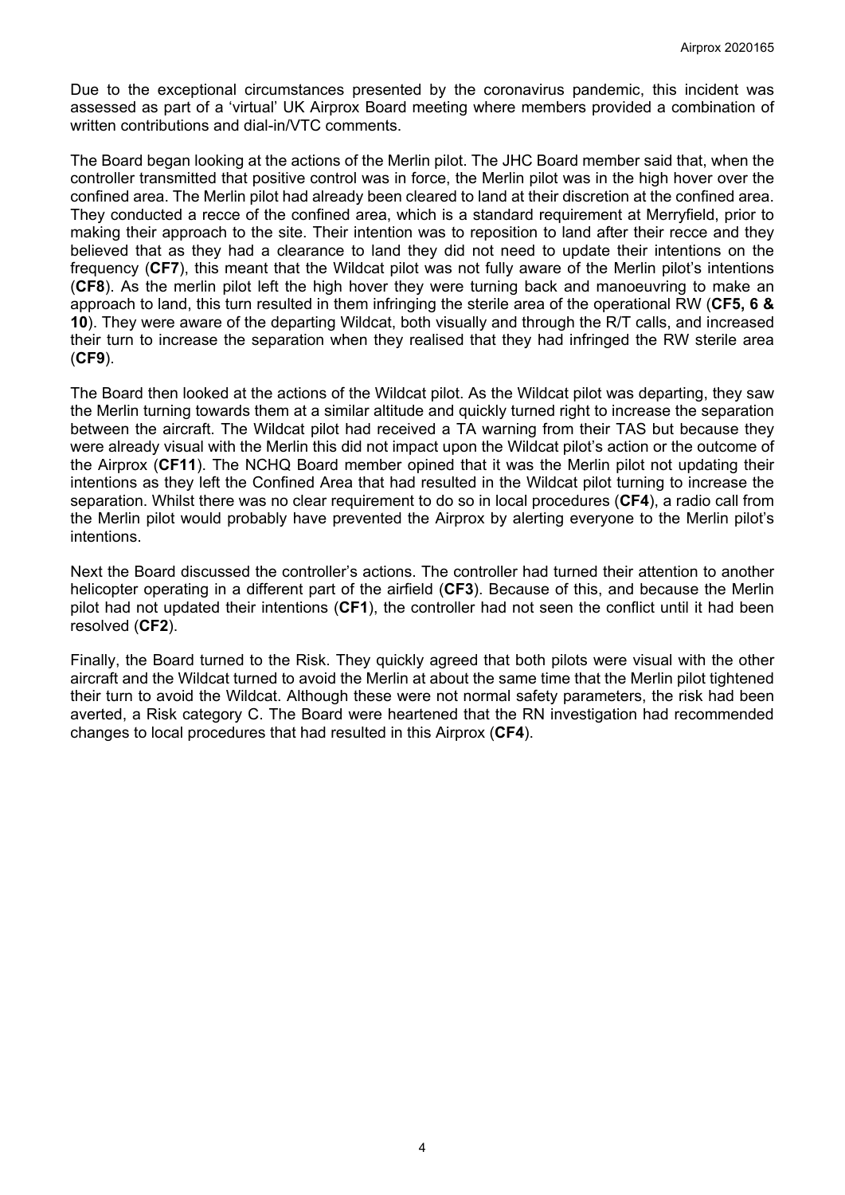Due to the exceptional circumstances presented by the coronavirus pandemic, this incident was assessed as part of a 'virtual' UK Airprox Board meeting where members provided a combination of written contributions and dial-in/VTC comments.

The Board began looking at the actions of the Merlin pilot. The JHC Board member said that, when the controller transmitted that positive control was in force, the Merlin pilot was in the high hover over the confined area. The Merlin pilot had already been cleared to land at their discretion at the confined area. They conducted a recce of the confined area, which is a standard requirement at Merryfield, prior to making their approach to the site. Their intention was to reposition to land after their recce and they believed that as they had a clearance to land they did not need to update their intentions on the frequency (**CF7**), this meant that the Wildcat pilot was not fully aware of the Merlin pilot's intentions (**CF8**). As the merlin pilot left the high hover they were turning back and manoeuvring to make an approach to land, this turn resulted in them infringing the sterile area of the operational RW (**CF5, 6 & 10**). They were aware of the departing Wildcat, both visually and through the R/T calls, and increased their turn to increase the separation when they realised that they had infringed the RW sterile area (**CF9**).

The Board then looked at the actions of the Wildcat pilot. As the Wildcat pilot was departing, they saw the Merlin turning towards them at a similar altitude and quickly turned right to increase the separation between the aircraft. The Wildcat pilot had received a TA warning from their TAS but because they were already visual with the Merlin this did not impact upon the Wildcat pilot's action or the outcome of the Airprox (**CF11**). The NCHQ Board member opined that it was the Merlin pilot not updating their intentions as they left the Confined Area that had resulted in the Wildcat pilot turning to increase the separation. Whilst there was no clear requirement to do so in local procedures (**CF4**), a radio call from the Merlin pilot would probably have prevented the Airprox by alerting everyone to the Merlin pilot's intentions.

Next the Board discussed the controller's actions. The controller had turned their attention to another helicopter operating in a different part of the airfield (**CF3**). Because of this, and because the Merlin pilot had not updated their intentions (**CF1**), the controller had not seen the conflict until it had been resolved (**CF2**).

Finally, the Board turned to the Risk. They quickly agreed that both pilots were visual with the other aircraft and the Wildcat turned to avoid the Merlin at about the same time that the Merlin pilot tightened their turn to avoid the Wildcat. Although these were not normal safety parameters, the risk had been averted, a Risk category C. The Board were heartened that the RN investigation had recommended changes to local procedures that had resulted in this Airprox (**CF4**).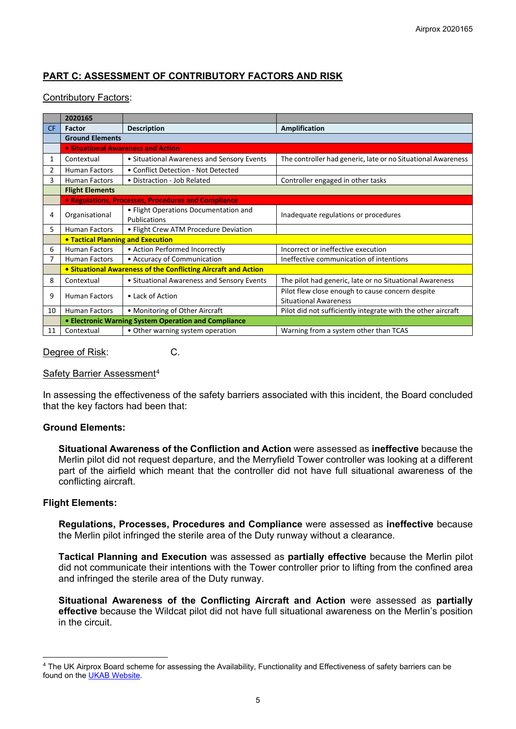## PART C: ASSESSMENT OF CONTRIBUTORY FACTORS AND RISK

Contributory Factors:

| | 2020165 | | |
|---|---|---|---|
| CF | Factor | Description | Amplification |
| | **Ground Elements** | | |
| | **• Situational Awareness and Action** | | |
| 1 | Contextual | • Situational Awareness and Sensory Events | The controller had generic, late or no Situational Awareness |
| 2 | Human Factors | • Conflict Detection - Not Detected | |
| 3 | Human Factors | • Distraction - Job Related | Controller engaged in other tasks |
| | **Flight Elements** | | |
| | **• Regulations, Processes, Procedures and Compliance** | | |
| 4 | Organisational | • Flight Operations Documentation and Publications | Inadequate regulations or procedures |
| 5 | Human Factors | • Flight Crew ATM Procedure Deviation | |
| | **• Tactical Planning and Execution** | | |
| 6 | Human Factors | • Action Performed Incorrectly | Incorrect or ineffective execution |
| 7 | Human Factors | • Accuracy of Communication | Ineffective communication of intentions |
| | **• Situational Awareness of the Conflicting Aircraft and Action** | | |
| 8 | Contextual | • Situational Awareness and Sensory Events | The pilot had generic, late or no Situational Awareness |
| 9 | Human Factors | • Lack of Action | Pilot flew close enough to cause concern despite Situational Awareness |
| 10 | Human Factors | • Monitoring of Other Aircraft | Pilot did not sufficiently integrate with the other aircraft |
| | **• Electronic Warning System Operation and Compliance** | | |
| 11 | Contextual | • Other warning system operation | Warning from a system other than TCAS |

Degree of Risk: C.

Safety Barrier Assessment[4]

In assessing the effectiveness of the safety barriers associated with this incident, the Board concluded that the key factors had been that:

**Ground Elements:**

**Situational Awareness of the Confliction and Action** were assessed as **ineffective** because the Merlin pilot did not request departure, and the Merryfield Tower controller was looking at a different part of the airfield which meant that the controller did not have full situational awareness of the conflicting aircraft.

**Flight Elements:**

**Regulations, Processes, Procedures and Compliance** were assessed as **ineffective** because the Merlin pilot infringed the sterile area of the Duty runway without a clearance.

**Tactical Planning and Execution** was assessed as **partially effective** because the Merlin pilot did not communicate their intentions with the Tower controller prior to lifting from the confined area and infringed the sterile area of the Duty runway.

**Situational Awareness of the Conflicting Aircraft and Action** were assessed as **partially effective** because the Wildcat pilot did not have full situational awareness on the Merlin's position in the circuit.

---

[4] The UK Airprox Board scheme for assessing the Availability, Functionality and Effectiveness of safety barriers can be found on the [UKAB Website](UKAB Website).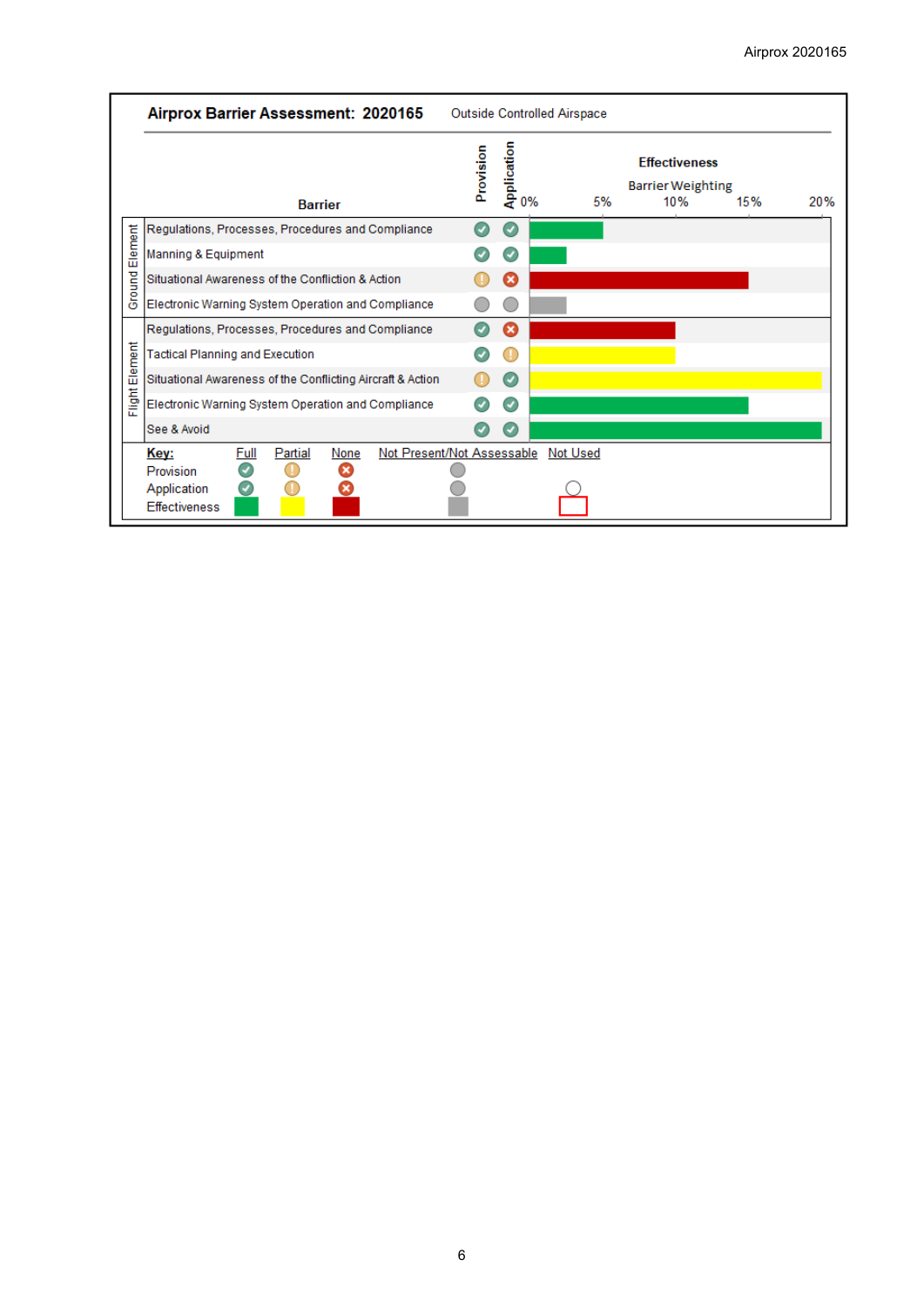**Airprox Barrier Assessment: 2020165** Outside Controlled Airspace

Barrier

Provision

Application

Effectiveness

Barrier Weighting

0% 5% 10% 15% 20%

Ground Element

Regulations, Processes, Procedures and Compliance

Manning & Equipment

Situational Awareness of the Confliction & Action

Electronic Warning System Operation and Compliance

Flight Element

Regulations, Processes, Procedures and Compliance

Tactical Planning and Execution

Situational Awareness of the Conflicting Aircraft & Action

Electronic Warning System Operation and Compliance

See & Avoid

Key: Full Partial None Not Present/Not Assessable Not Used

Provision

Application

Effectiveness